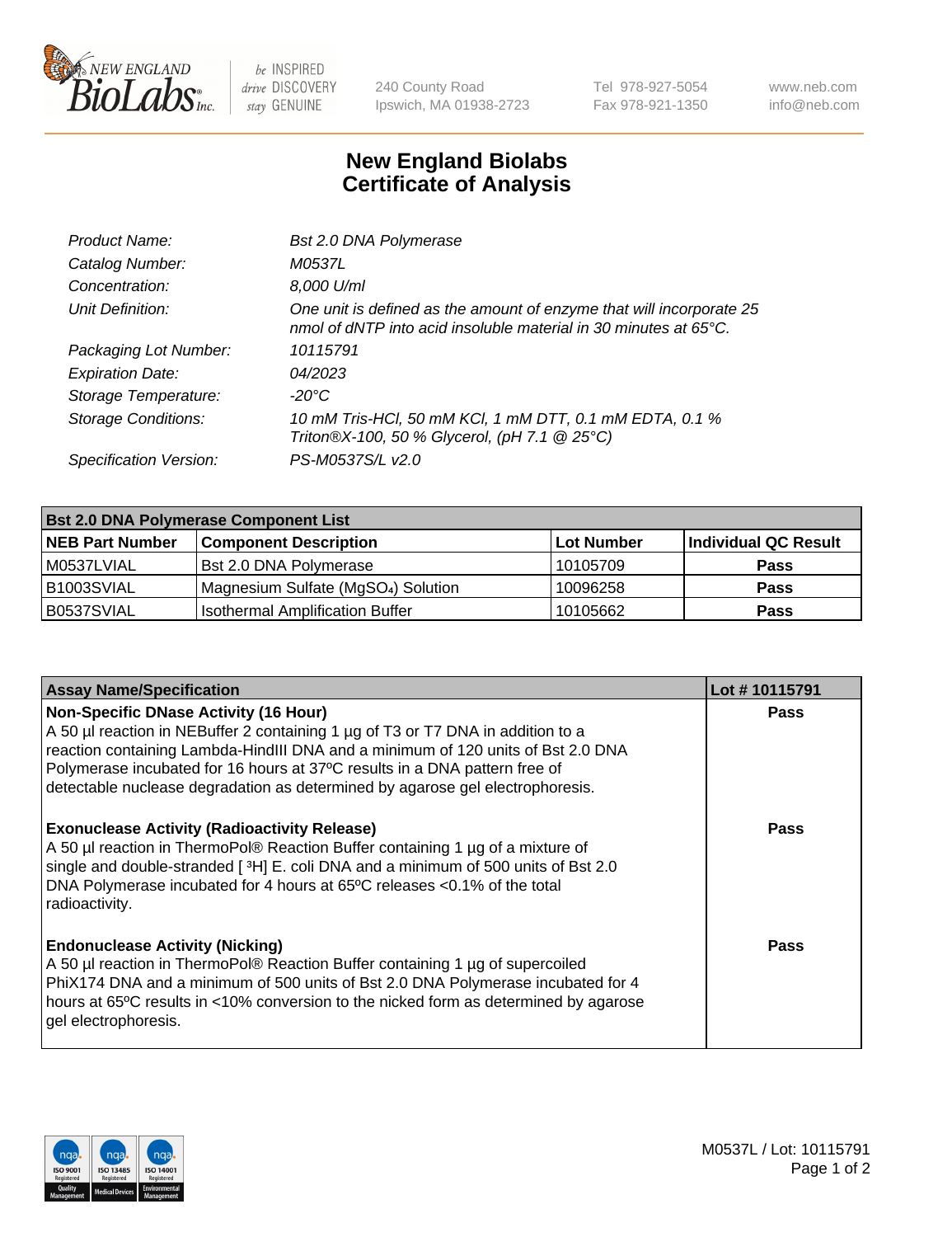New England BioLabs Inc. — be INSPIRED drive DISCOVERY stay GENUINE

240 County Road
Ipswich, MA 01938-2723

Tel 978-927-5054
Fax 978-921-1350

www.neb.com
info@neb.com

# New England Biolabs Certificate of Analysis

| | |
|---|---|
| *Product Name:* | *Bst 2.0 DNA Polymerase* |
| *Catalog Number:* | *M0537L* |
| *Concentration:* | *8,000 U/ml* |
| *Unit Definition:* | *One unit is defined as the amount of enzyme that will incorporate 25 nmol of dNTP into acid insoluble material in 30 minutes at 65°C.* |
| *Packaging Lot Number:* | *10115791* |
| *Expiration Date:* | *04/2023* |
| *Storage Temperature:* | *-20°C* |
| *Storage Conditions:* | *10 mM Tris-HCl, 50 mM KCl, 1 mM DTT, 0.1 mM EDTA, 0.1 % Triton®X-100, 50 % Glycerol, (pH 7.1 @ 25°C)* |
| *Specification Version:* | *PS-M0537S/L v2.0* |

| **Bst 2.0 DNA Polymerase Component List** | | | |
|---|---|---|---|
| **NEB Part Number** | **Component Description** | **Lot Number** | **Individual QC Result** |
| M0537LVIAL | Bst 2.0 DNA Polymerase | 10105709 | **Pass** |
| B1003SVIAL | Magnesium Sulfate ($MgSO_4$) Solution | 10096258 | **Pass** |
| B0537SVIAL | Isothermal Amplification Buffer | 10105662 | **Pass** |

| **Assay Name/Specification** | **Lot # 10115791** |
|---|---|
| **Non-Specific DNase Activity (16 Hour)** A 50 µl reaction in NEBuffer 2 containing 1 µg of T3 or T7 DNA in addition to a reaction containing Lambda-HindIII DNA and a minimum of 120 units of Bst 2.0 DNA Polymerase incubated for 16 hours at 37ºC results in a DNA pattern free of detectable nuclease degradation as determined by agarose gel electrophoresis. | **Pass** |
| **Exonuclease Activity (Radioactivity Release)** A 50 µl reaction in ThermoPol® Reaction Buffer containing 1 µg of a mixture of single and double-stranded [ $^3$H] E. coli DNA and a minimum of 500 units of Bst 2.0 DNA Polymerase incubated for 4 hours at 65ºC releases <0.1% of the total radioactivity. | **Pass** |
| **Endonuclease Activity (Nicking)** A 50 µl reaction in ThermoPol® Reaction Buffer containing 1 µg of supercoiled PhiX174 DNA and a minimum of 500 units of Bst 2.0 DNA Polymerase incubated for 4 hours at 65ºC results in <10% conversion to the nicked form as determined by agarose gel electrophoresis. | **Pass** |

ISO 9001 Registered Quality Management | ISO 13485 Registered Medical Devices | ISO 14001 Registered Environmental Management

M0537L / Lot: 10115791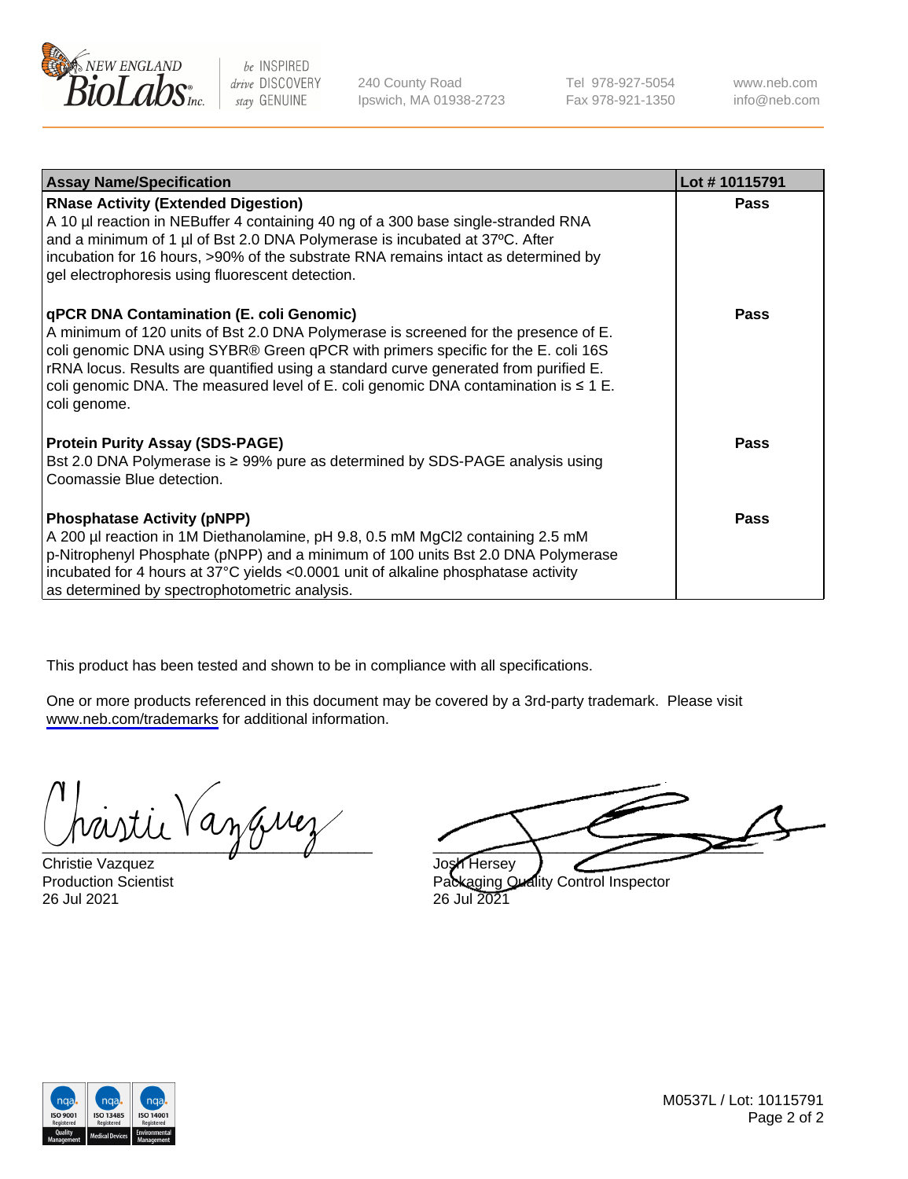| Assay Name/Specification | Lot # 10115791 |
|---|---|
| **RNase Activity (Extended Digestion)**<br>A 10 µl reaction in NEBuffer 4 containing 40 ng of a 300 base single-stranded RNA and a minimum of 1 µl of Bst 2.0 DNA Polymerase is incubated at 37ºC. After incubation for 16 hours, >90% of the substrate RNA remains intact as determined by gel electrophoresis using fluorescent detection. | **Pass** |
| **qPCR DNA Contamination (E. coli Genomic)**<br>A minimum of 120 units of Bst 2.0 DNA Polymerase is screened for the presence of E. coli genomic DNA using SYBR® Green qPCR with primers specific for the E. coli 16S rRNA locus. Results are quantified using a standard curve generated from purified E. coli genomic DNA. The measured level of E. coli genomic DNA contamination is ≤ 1 E. coli genome. | **Pass** |
| **Protein Purity Assay (SDS-PAGE)**<br>Bst 2.0 DNA Polymerase is ≥ 99% pure as determined by SDS-PAGE analysis using Coomassie Blue detection. | **Pass** |
| **Phosphatase Activity (pNPP)**<br>A 200 µl reaction in 1M Diethanolamine, pH 9.8, 0.5 mM $MgCl_2$ containing 2.5 mM p-Nitrophenyl Phosphate (pNPP) and a minimum of 100 units Bst 2.0 DNA Polymerase incubated for 4 hours at 37°C yields <0.0001 unit of alkaline phosphatase activity as determined by spectrophotometric analysis. | **Pass** |

This product has been tested and shown to be in compliance with all specifications.

One or more products referenced in this document may be covered by a 3rd-party trademark. Please visit www.neb.com/trademarks for additional information.

Christie Vazquez
Production Scientist
26 Jul 2021

Josh Hersey
Packaging Quality Control Inspector
26 Jul 2021

M0537L / Lot: 10115791